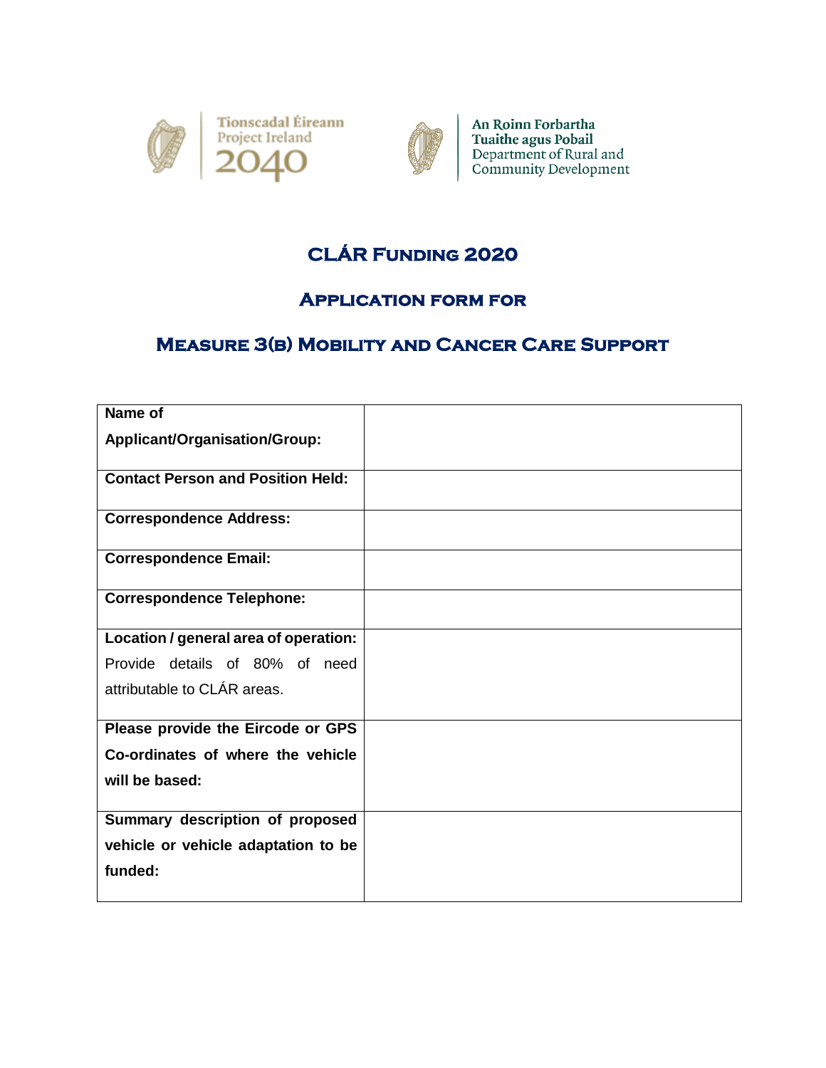Tionscadal Éireann
Project Ireland
2040

An Roinn Forbartha
Tuaithe agus Pobail
Department of Rural and
Community Development

# CLÁR Funding 2020

## Application form for

## Measure 3(b) Mobility and Cancer Care Support

| | |
|---|---|
| **Name of Applicant/Organisation/Group:** | |
| **Contact Person and Position Held:** | |
| **Correspondence Address:** | |
| **Correspondence Email:** | |
| **Correspondence Telephone:** | |
| **Location / general area of operation:** Provide details of 80% of need attributable to CLÁR areas. | |
| **Please provide the Eircode or GPS Co-ordinates of where the vehicle will be based:** | |
| **Summary description of proposed vehicle or vehicle adaptation to be funded:** | |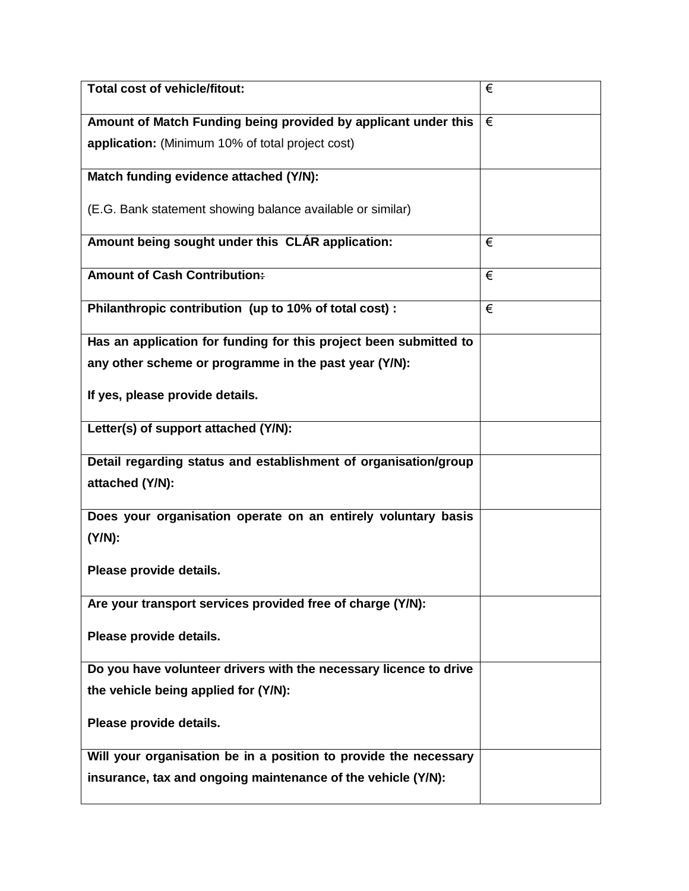| | |
|---|---|
| **Total cost of vehicle/fitout:** | € |
| **Amount of Match Funding being provided by applicant under this application:** (Minimum 10% of total project cost) | € |
| **Match funding evidence attached (Y/N):**<br><br>(E.G. Bank statement showing balance available or similar) | |
| **Amount being sought under this CLÁR application:** | € |
| **Amount of Cash Contribution:** | € |
| **Philanthropic contribution (up to 10% of total cost) :** | € |
| **Has an application for funding for this project been submitted to any other scheme or programme in the past year (Y/N):**<br><br>**If yes, please provide details.** | |
| **Letter(s) of support attached (Y/N):** | |
| **Detail regarding status and establishment of organisation/group attached (Y/N):** | |
| **Does your organisation operate on an entirely voluntary basis (Y/N):**<br><br>**Please provide details.** | |
| **Are your transport services provided free of charge (Y/N):**<br><br>**Please provide details.** | |
| **Do you have volunteer drivers with the necessary licence to drive the vehicle being applied for (Y/N):**<br><br>**Please provide details.** | |
| **Will your organisation be in a position to provide the necessary insurance, tax and ongoing maintenance of the vehicle (Y/N):** | |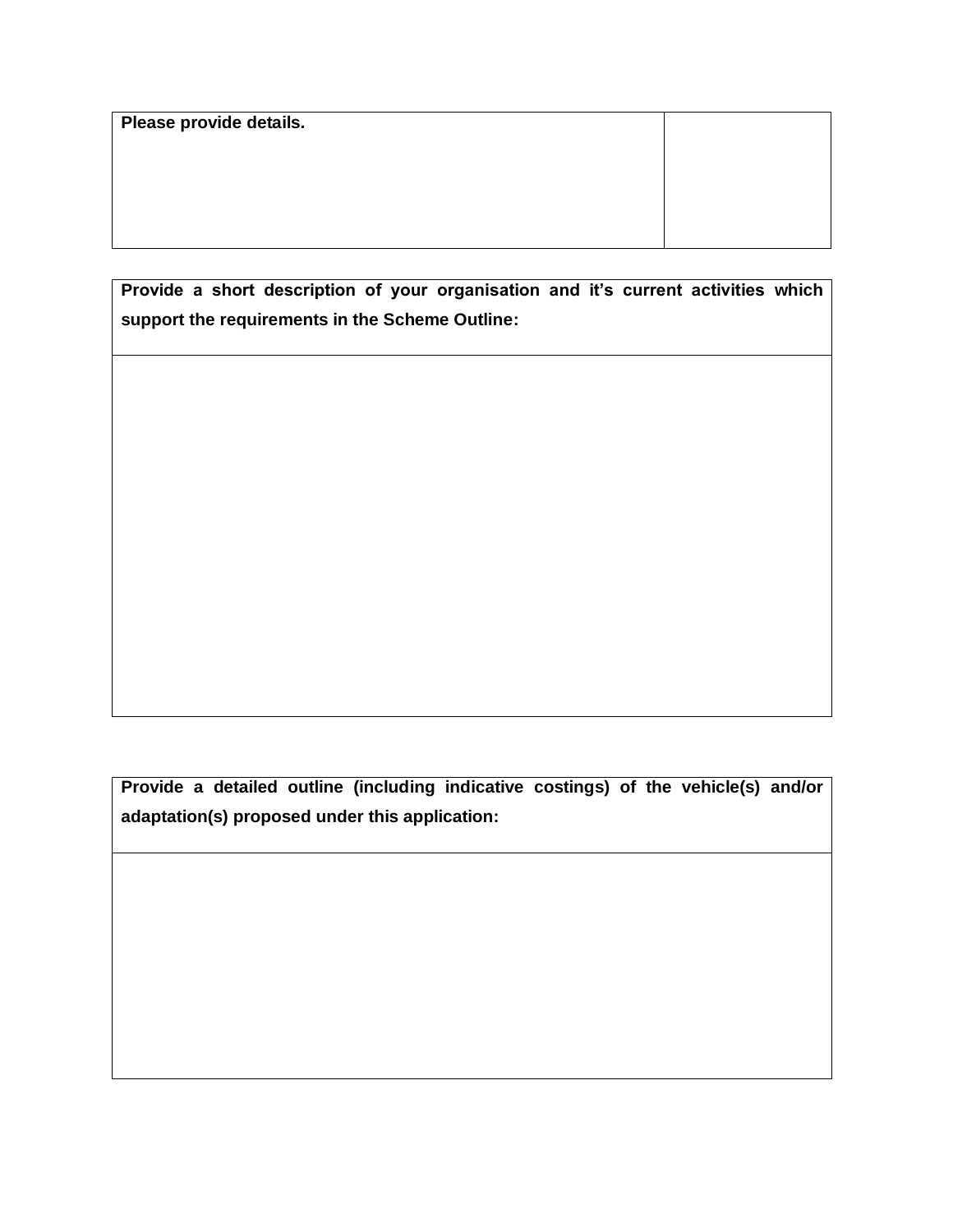| Please provide details. | |
|---|---|
| | |

| Provide a short description of your organisation and it’s current activities which support the requirements in the Scheme Outline: |
|---|
| |

| Provide a detailed outline (including indicative costings) of the vehicle(s) and/or adaptation(s) proposed under this application: |
|---|
| |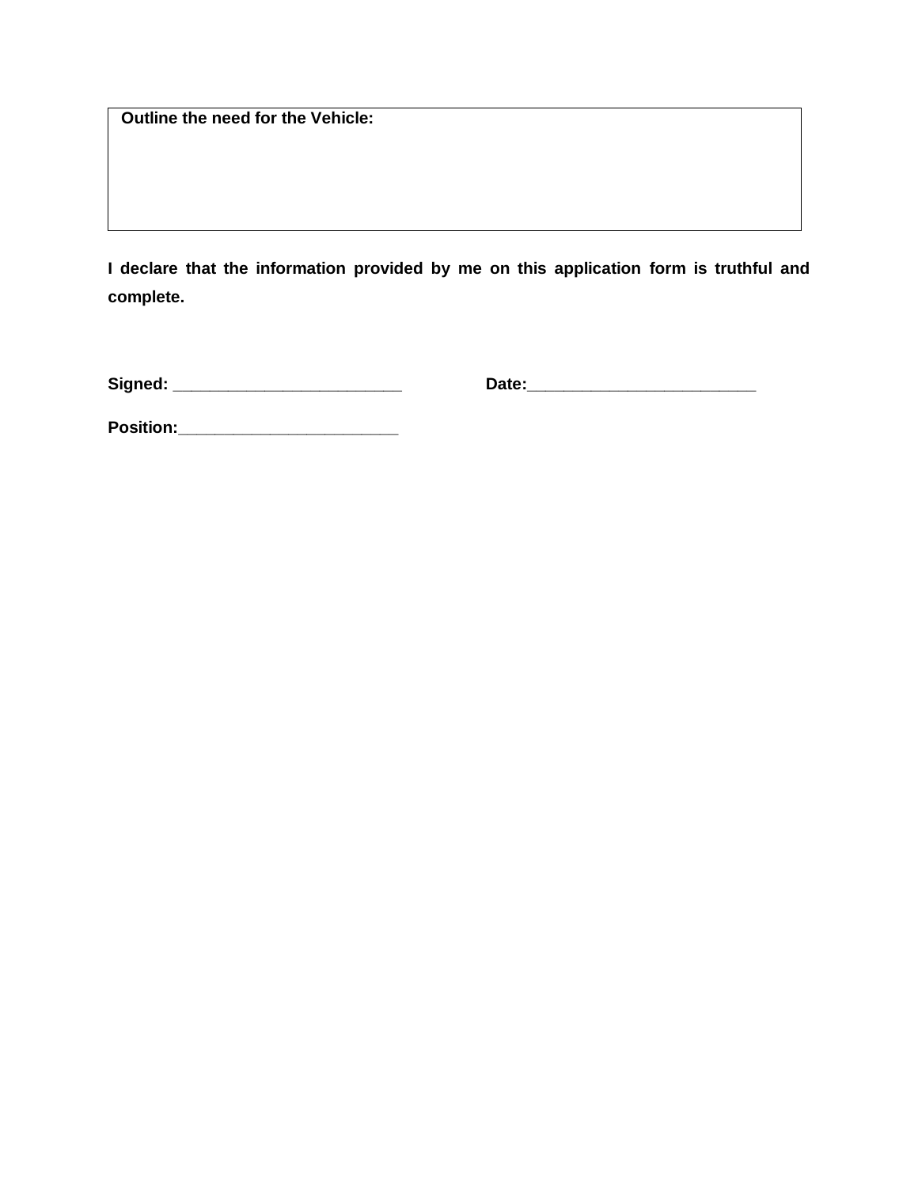| **Outline the need for the Vehicle:** |
| --- |
| |

**I declare that the information provided by me on this application form is truthful and complete.**

**Signed:** _________________________ **Date:**_________________________

**Position:**________________________